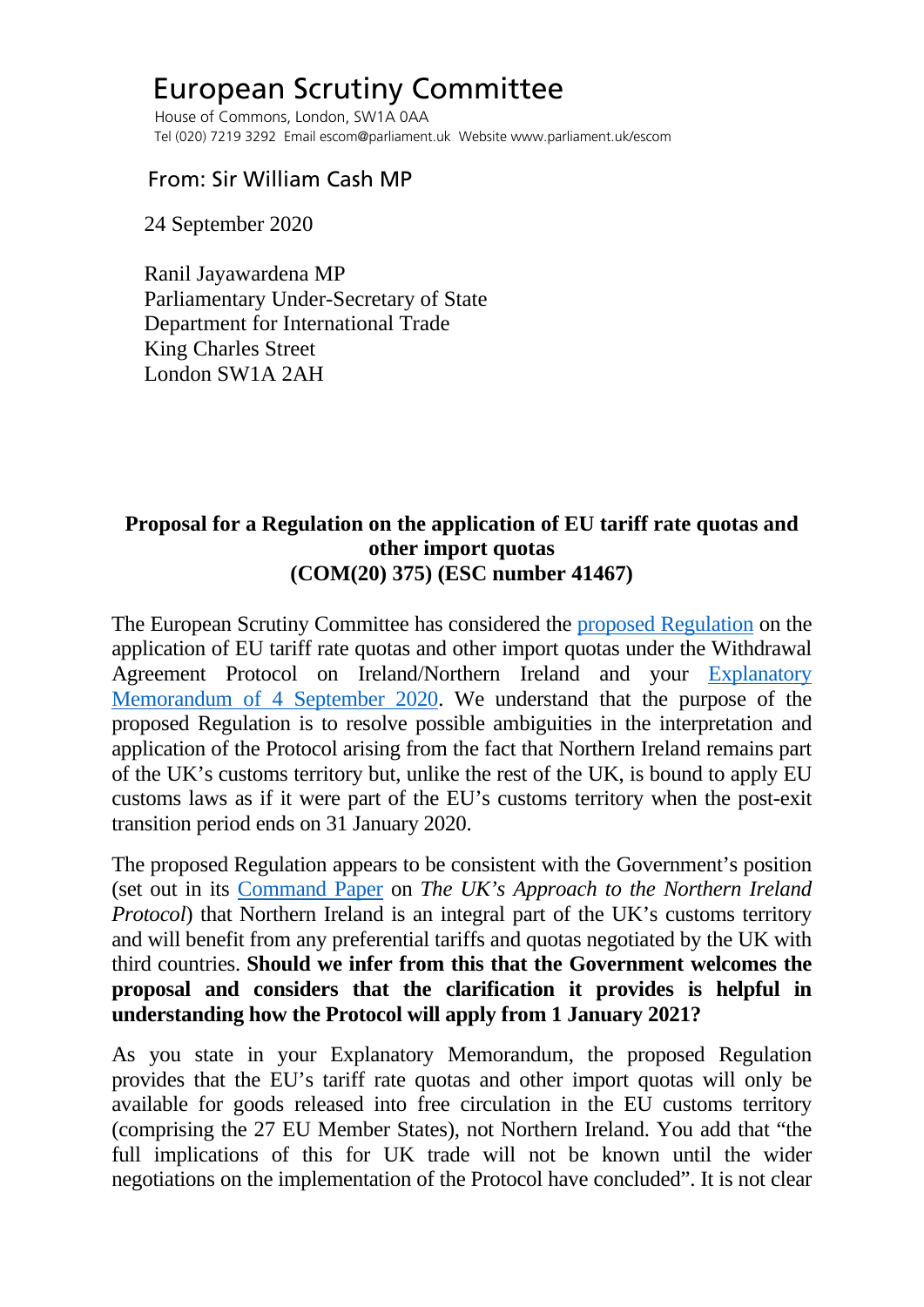# European Scrutiny Committee

House of Commons, London, SW1A 0AA
Tel (020) 7219 3292 Email escom@parliament.uk Website www.parliament.uk/escom

From: Sir William Cash MP

24 September 2020

Ranil Jayawardena MP
Parliamentary Under-Secretary of State
Department for International Trade
King Charles Street
London SW1A 2AH

**Proposal for a Regulation on the application of EU tariff rate quotas and other import quotas**
**(COM(20) 375) (ESC number 41467)**

The European Scrutiny Committee has considered the proposed Regulation on the application of EU tariff rate quotas and other import quotas under the Withdrawal Agreement Protocol on Ireland/Northern Ireland and your Explanatory Memorandum of 4 September 2020. We understand that the purpose of the proposed Regulation is to resolve possible ambiguities in the interpretation and application of the Protocol arising from the fact that Northern Ireland remains part of the UK's customs territory but, unlike the rest of the UK, is bound to apply EU customs laws as if it were part of the EU's customs territory when the post-exit transition period ends on 31 January 2020.

The proposed Regulation appears to be consistent with the Government's position (set out in its Command Paper on *The UK's Approach to the Northern Ireland Protocol*) that Northern Ireland is an integral part of the UK's customs territory and will benefit from any preferential tariffs and quotas negotiated by the UK with third countries. **Should we infer from this that the Government welcomes the proposal and considers that the clarification it provides is helpful in understanding how the Protocol will apply from 1 January 2021?**

As you state in your Explanatory Memorandum, the proposed Regulation provides that the EU's tariff rate quotas and other import quotas will only be available for goods released into free circulation in the EU customs territory (comprising the 27 EU Member States), not Northern Ireland. You add that "the full implications of this for UK trade will not be known until the wider negotiations on the implementation of the Protocol have concluded". It is not clear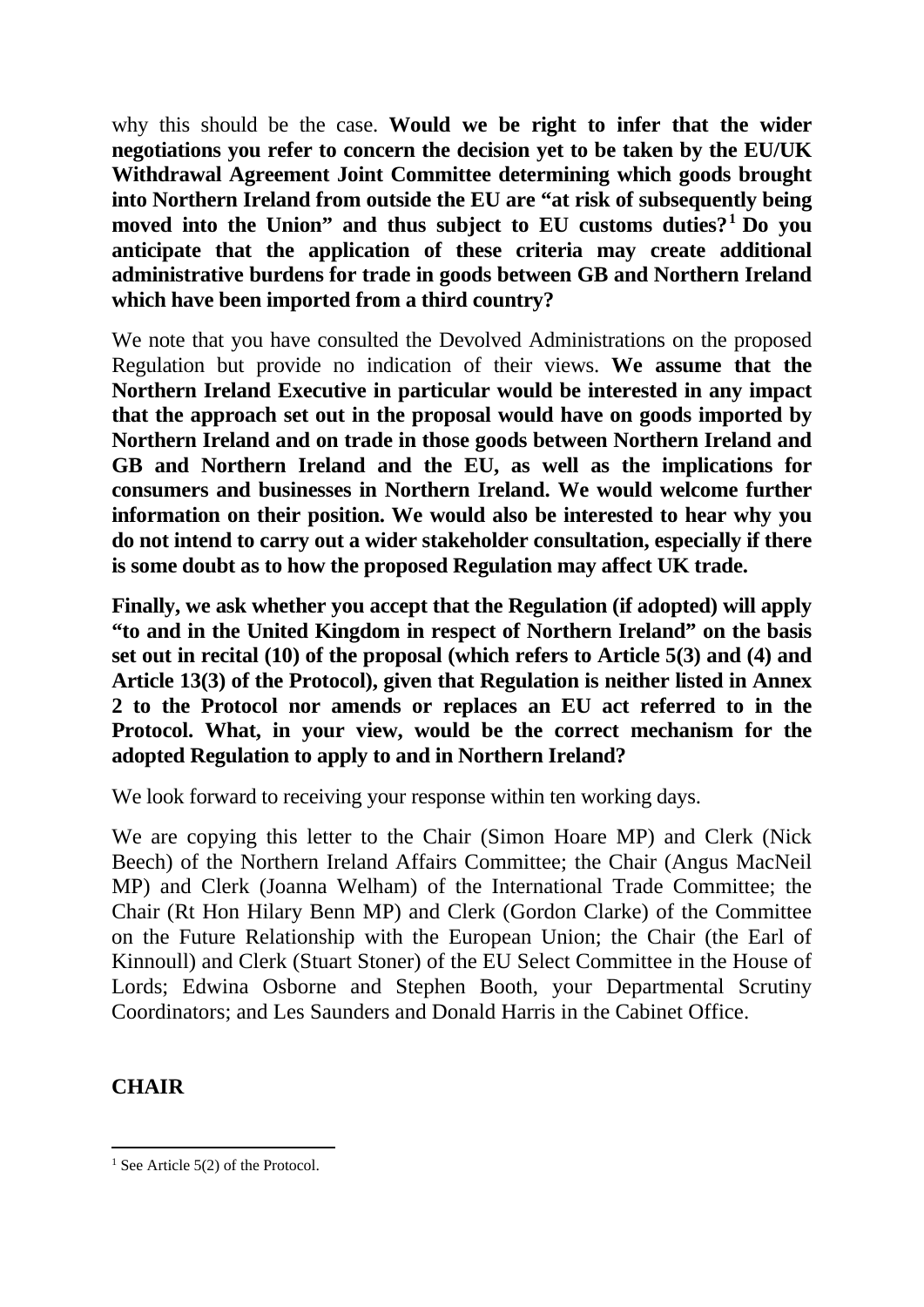why this should be the case. **Would we be right to infer that the wider negotiations you refer to concern the decision yet to be taken by the EU/UK Withdrawal Agreement Joint Committee determining which goods brought into Northern Ireland from outside the EU are "at risk of subsequently being moved into the Union" and thus subject to EU customs duties?[1] Do you anticipate that the application of these criteria may create additional administrative burdens for trade in goods between GB and Northern Ireland which have been imported from a third country?**

We note that you have consulted the Devolved Administrations on the proposed Regulation but provide no indication of their views. **We assume that the Northern Ireland Executive in particular would be interested in any impact that the approach set out in the proposal would have on goods imported by Northern Ireland and on trade in those goods between Northern Ireland and GB and Northern Ireland and the EU, as well as the implications for consumers and businesses in Northern Ireland. We would welcome further information on their position. We would also be interested to hear why you do not intend to carry out a wider stakeholder consultation, especially if there is some doubt as to how the proposed Regulation may affect UK trade.**

**Finally, we ask whether you accept that the Regulation (if adopted) will apply "to and in the United Kingdom in respect of Northern Ireland" on the basis set out in recital (10) of the proposal (which refers to Article 5(3) and (4) and Article 13(3) of the Protocol), given that Regulation is neither listed in Annex 2 to the Protocol nor amends or replaces an EU act referred to in the Protocol. What, in your view, would be the correct mechanism for the adopted Regulation to apply to and in Northern Ireland?**

We look forward to receiving your response within ten working days.

We are copying this letter to the Chair (Simon Hoare MP) and Clerk (Nick Beech) of the Northern Ireland Affairs Committee; the Chair (Angus MacNeil MP) and Clerk (Joanna Welham) of the International Trade Committee; the Chair (Rt Hon Hilary Benn MP) and Clerk (Gordon Clarke) of the Committee on the Future Relationship with the European Union; the Chair (the Earl of Kinnoull) and Clerk (Stuart Stoner) of the EU Select Committee in the House of Lords; Edwina Osborne and Stephen Booth, your Departmental Scrutiny Coordinators; and Les Saunders and Donald Harris in the Cabinet Office.

**CHAIR**

[1] See Article 5(2) of the Protocol.